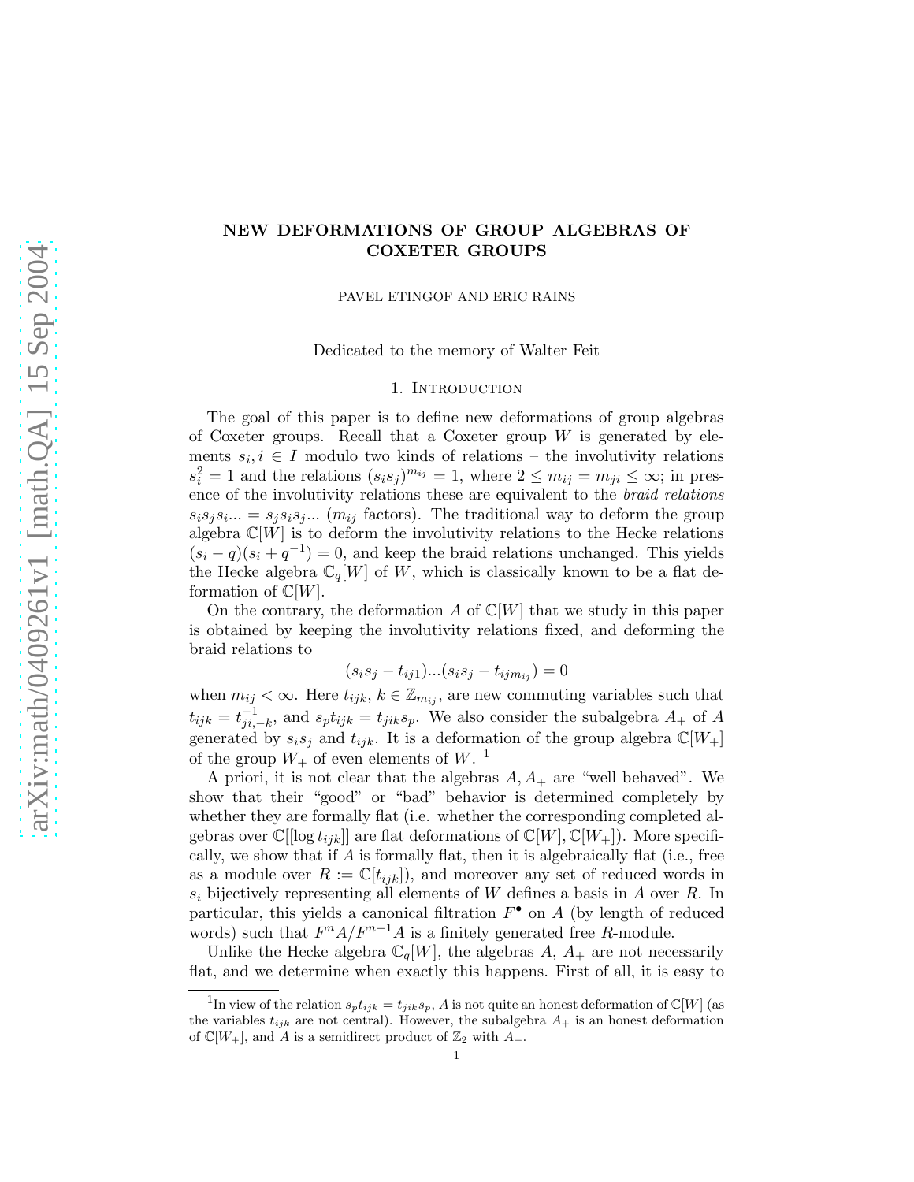# NEW DEFORMATIONS OF GROUP ALGEBRAS OF COXETER GROUPS

PAVEL ETINGOF AND ERIC RAINS

Dedicated to the memory of Walter Feit

## 1. Introduction

The goal of this paper is to define new deformations of group algebras of Coxeter groups. Recall that a Coxeter group $W$ is generated by elements $s_i, i \in I$ modulo two kinds of relations – the involutivity relations $s_i^2 = 1$ and the relations $(s_i s_j)^{m_{ij}} = 1$, where $2 \le m_{ij} = m_{ji} \le \infty$; in presence of the involutivity relations these are equivalent to the *braid relations* $s_i s_j s_i ... = s_j s_i s_j ...$ ($m_{ij}$ factors). The traditional way to deform the group algebra $\mathbb{C}[W]$ is to deform the involutivity relations to the Hecke relations $(s_i - q)(s_i + q^{-1}) = 0$, and keep the braid relations unchanged. This yields the Hecke algebra $\mathbb{C}_q[W]$ of $W$, which is classically known to be a flat deformation of $\mathbb{C}[W]$.

On the contrary, the deformation $A$ of $\mathbb{C}[W]$ that we study in this paper is obtained by keeping the involutivity relations fixed, and deforming the braid relations to

$$(s_i s_j - t_{ij1})...(s_i s_j - t_{ijm_{ij}}) = 0$$

when $m_{ij} < \infty$. Here $t_{ijk}$, $k \in \mathbb{Z}_{m_{ij}}$, are new commuting variables such that $t_{ijk} = t_{ji,-k}^{-1}$, and $s_p t_{ijk} = t_{jik} s_p$. We also consider the subalgebra $A_+$ of $A$ generated by $s_i s_j$ and $t_{ijk}$. It is a deformation of the group algebra $\mathbb{C}[W_+]$ of the group $W_+$ of even elements of $W$. [1]

A priori, it is not clear that the algebras $A, A_+$ are "well behaved". We show that their "good" or "bad" behavior is determined completely by whether they are formally flat (i.e. whether the corresponding completed algebras over $\mathbb{C}[[\log t_{ijk}]]$ are flat deformations of $\mathbb{C}[W], \mathbb{C}[W_+]$). More specifically, we show that if $A$ is formally flat, then it is algebraically flat (i.e., free as a module over $R := \mathbb{C}[t_{ijk}]$), and moreover any set of reduced words in $s_i$ bijectively representing all elements of $W$ defines a basis in $A$ over $R$. In particular, this yields a canonical filtration $F^\bullet$ on $A$ (by length of reduced words) such that $F^n A / F^{n-1} A$ is a finitely generated free $R$-module.

Unlike the Hecke algebra $\mathbb{C}_q[W]$, the algebras $A$, $A_+$ are not necessarily flat, and we determine when exactly this happens. First of all, it is easy to

---

[1] In view of the relation $s_p t_{ijk} = t_{jik} s_p$, $A$ is not quite an honest deformation of $\mathbb{C}[W]$ (as the variables $t_{ijk}$ are not central). However, the subalgebra $A_+$ is an honest deformation of $\mathbb{C}[W_+]$, and $A$ is a semidirect product of $\mathbb{Z}_2$ with $A_+$.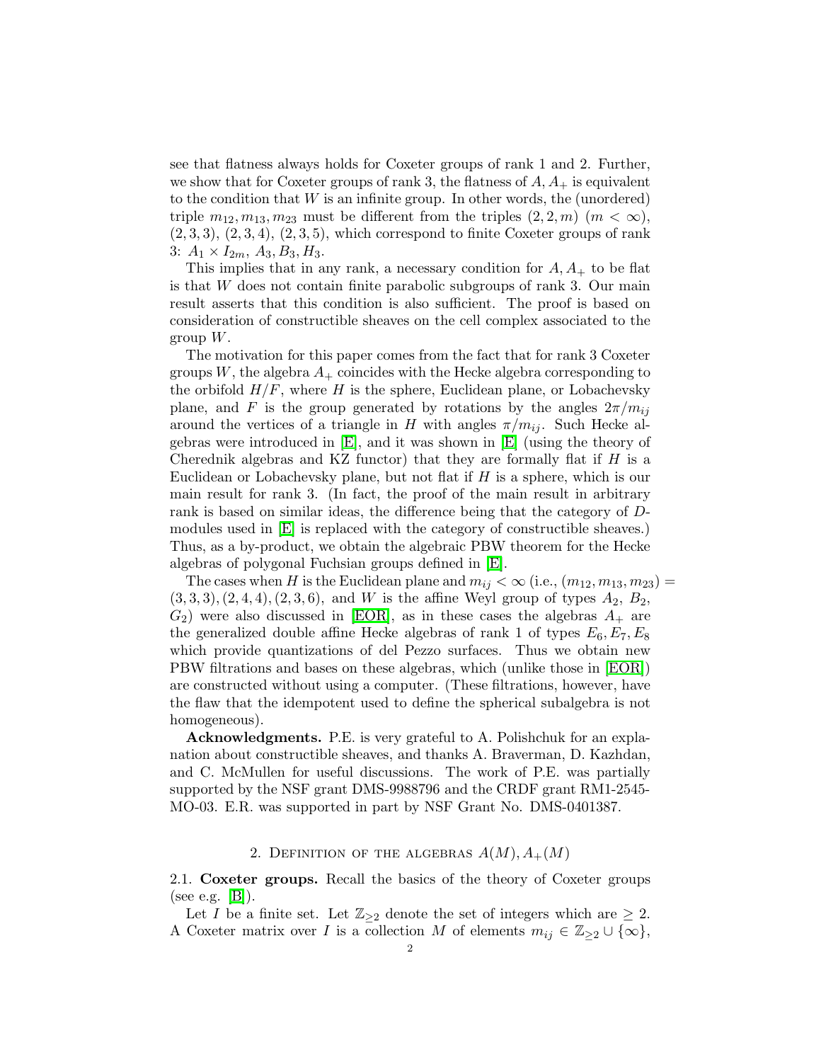see that flatness always holds for Coxeter groups of rank 1 and 2. Further, we show that for Coxeter groups of rank 3, the flatness of $A, A_+$ is equivalent to the condition that $W$ is an infinite group. In other words, the (unordered) triple $m_{12}, m_{13}, m_{23}$ must be different from the triples $(2,2,m)$ $(m < \infty)$, $(2,3,3)$, $(2,3,4)$, $(2,3,5)$, which correspond to finite Coxeter groups of rank 3: $A_1 \times I_{2m}$, $A_3, B_3, H_3$.

This implies that in any rank, a necessary condition for $A, A_+$ to be flat is that $W$ does not contain finite parabolic subgroups of rank 3. Our main result asserts that this condition is also sufficient. The proof is based on consideration of constructible sheaves on the cell complex associated to the group $W$.

The motivation for this paper comes from the fact that for rank 3 Coxeter groups $W$, the algebra $A_+$ coincides with the Hecke algebra corresponding to the orbifold $H/F$, where $H$ is the sphere, Euclidean plane, or Lobachevsky plane, and $F$ is the group generated by rotations by the angles $2\pi/m_{ij}$ around the vertices of a triangle in $H$ with angles $\pi/m_{ij}$. Such Hecke algebras were introduced in [E], and it was shown in [E] (using the theory of Cherednik algebras and KZ functor) that they are formally flat if $H$ is a Euclidean or Lobachevsky plane, but not flat if $H$ is a sphere, which is our main result for rank 3. (In fact, the proof of the main result in arbitrary rank is based on similar ideas, the difference being that the category of $D$-modules used in [E] is replaced with the category of constructible sheaves.) Thus, as a by-product, we obtain the algebraic PBW theorem for the Hecke algebras of polygonal Fuchsian groups defined in [E].

The cases when $H$ is the Euclidean plane and $m_{ij} < \infty$ (i.e., $(m_{12}, m_{13}, m_{23}) = (3,3,3), (2,4,4), (2,3,6)$, and $W$ is the affine Weyl group of types $A_2$, $B_2$, $G_2$) were also discussed in [EOR], as in these cases the algebras $A_+$ are the generalized double affine Hecke algebras of rank 1 of types $E_6, E_7, E_8$ which provide quantizations of del Pezzo surfaces. Thus we obtain new PBW filtrations and bases on these algebras, which (unlike those in [EOR]) are constructed without using a computer. (These filtrations, however, have the flaw that the idempotent used to define the spherical subalgebra is not homogeneous).

**Acknowledgments.** P.E. is very grateful to A. Polishchuk for an explanation about constructible sheaves, and thanks A. Braverman, D. Kazhdan, and C. McMullen for useful discussions. The work of P.E. was partially supported by the NSF grant DMS-9988796 and the CRDF grant RM1-2545-MO-03. E.R. was supported in part by NSF Grant No. DMS-0401387.

## 2. Definition of the algebras $A(M), A_+(M)$

2.1. **Coxeter groups.** Recall the basics of the theory of Coxeter groups (see e.g. [B]).

Let $I$ be a finite set. Let $\mathbb{Z}_{\geq 2}$ denote the set of integers which are $\geq 2$. A Coxeter matrix over $I$ is a collection $M$ of elements $m_{ij} \in \mathbb{Z}_{\geq 2} \cup \{\infty\}$,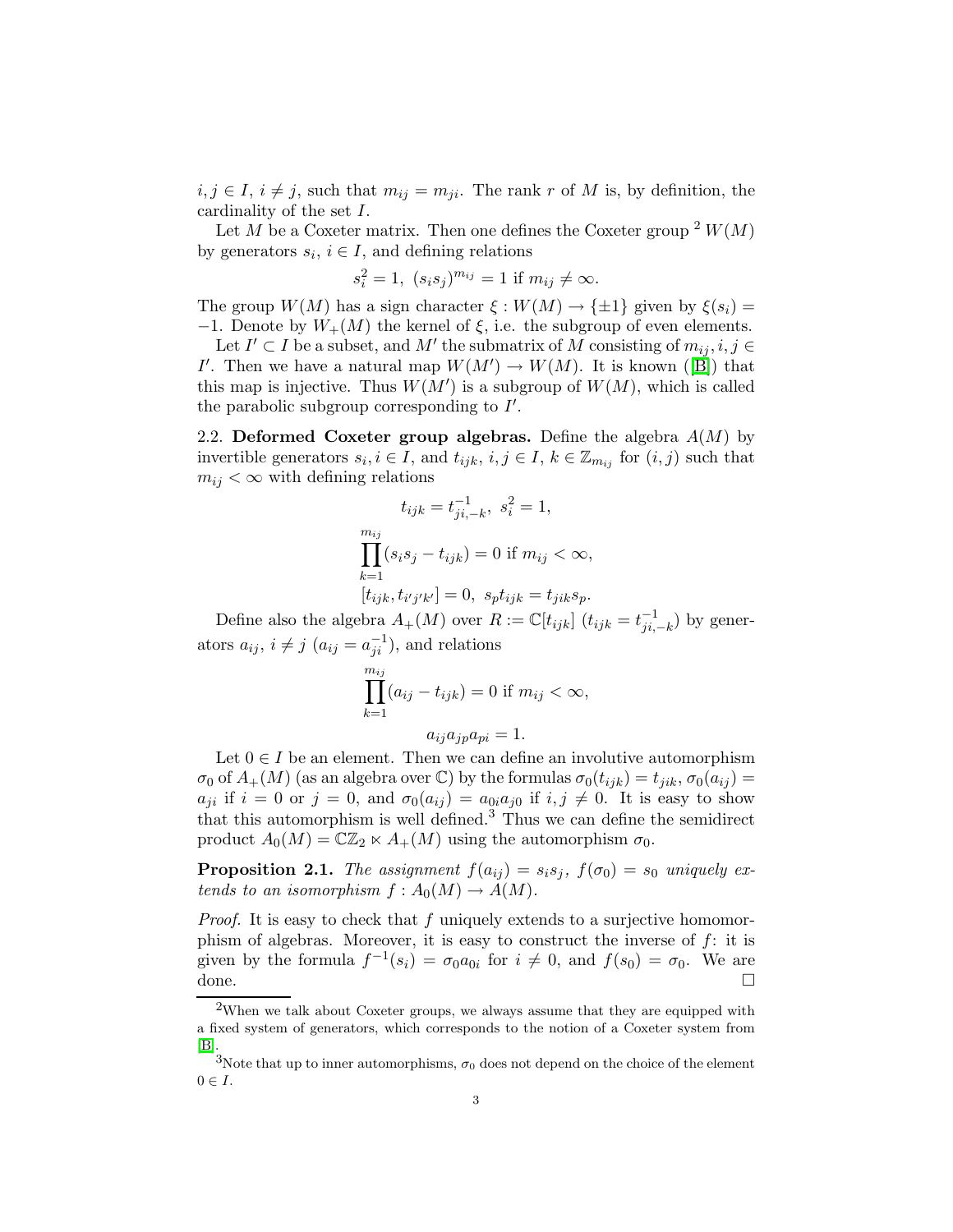$i, j \in I$, $i \neq j$, such that $m_{ij} = m_{ji}$. The rank $r$ of $M$ is, by definition, the cardinality of the set $I$.

Let $M$ be a Coxeter matrix. Then one defines the Coxeter group [2] $W(M)$ by generators $s_i$, $i \in I$, and defining relations

$$s_i^2 = 1,\ (s_i s_j)^{m_{ij}} = 1 \text{ if } m_{ij} \neq \infty.$$

The group $W(M)$ has a sign character $\xi : W(M) \to \{\pm 1\}$ given by $\xi(s_i) = -1$. Denote by $W_+(M)$ the kernel of $\xi$, i.e. the subgroup of even elements.

Let $I' \subset I$ be a subset, and $M'$ the submatrix of $M$ consisting of $m_{ij}, i, j \in I'$. Then we have a natural map $W(M') \to W(M)$. It is known ([B]) that this map is injective. Thus $W(M')$ is a subgroup of $W(M)$, which is called the parabolic subgroup corresponding to $I'$.

2.2. **Deformed Coxeter group algebras.** Define the algebra $A(M)$ by invertible generators $s_i, i \in I$, and $t_{ijk}$, $i, j \in I$, $k \in \mathbb{Z}_{m_{ij}}$ for $(i, j)$ such that $m_{ij} < \infty$ with defining relations

$$t_{ijk} = t_{ji,-k}^{-1},\ s_i^2 = 1,$$

$$\prod_{k=1}^{m_{ij}} (s_i s_j - t_{ijk}) = 0 \text{ if } m_{ij} < \infty,$$

$$[t_{ijk}, t_{i'j'k'}] = 0,\ s_p t_{ijk} = t_{jik} s_p.$$

Define also the algebra $A_+(M)$ over $R := \mathbb{C}[t_{ijk}]$ ($t_{ijk} = t_{ji,-k}^{-1}$) by generators $a_{ij}$, $i \neq j$ ($a_{ij} = a_{ji}^{-1}$), and relations

$$\prod_{k=1}^{m_{ij}} (a_{ij} - t_{ijk}) = 0 \text{ if } m_{ij} < \infty,$$

$$a_{ij} a_{jp} a_{pi} = 1.$$

Let $0 \in I$ be an element. Then we can define an involutive automorphism $\sigma_0$ of $A_+(M)$ (as an algebra over $\mathbb{C}$) by the formulas $\sigma_0(t_{ijk}) = t_{jik}$, $\sigma_0(a_{ij}) = a_{ji}$ if $i = 0$ or $j = 0$, and $\sigma_0(a_{ij}) = a_{0i} a_{j0}$ if $i, j \neq 0$. It is easy to show that this automorphism is well defined.[3] Thus we can define the semidirect product $A_0(M) = \mathbb{C}\mathbb{Z}_2 \ltimes A_+(M)$ using the automorphism $\sigma_0$.

**Proposition 2.1.** *The assignment $f(a_{ij}) = s_i s_j$, $f(\sigma_0) = s_0$ uniquely extends to an isomorphism $f : A_0(M) \to A(M)$.*

*Proof.* It is easy to check that $f$ uniquely extends to a surjective homomorphism of algebras. Moreover, it is easy to construct the inverse of $f$: it is given by the formula $f^{-1}(s_i) = \sigma_0 a_{0i}$ for $i \neq 0$, and $f(s_0) = \sigma_0$. We are done. □

---

[2] When we talk about Coxeter groups, we always assume that they are equipped with a fixed system of generators, which corresponds to the notion of a Coxeter system from [B].

[3] Note that up to inner automorphisms, $\sigma_0$ does not depend on the choice of the element $0 \in I$.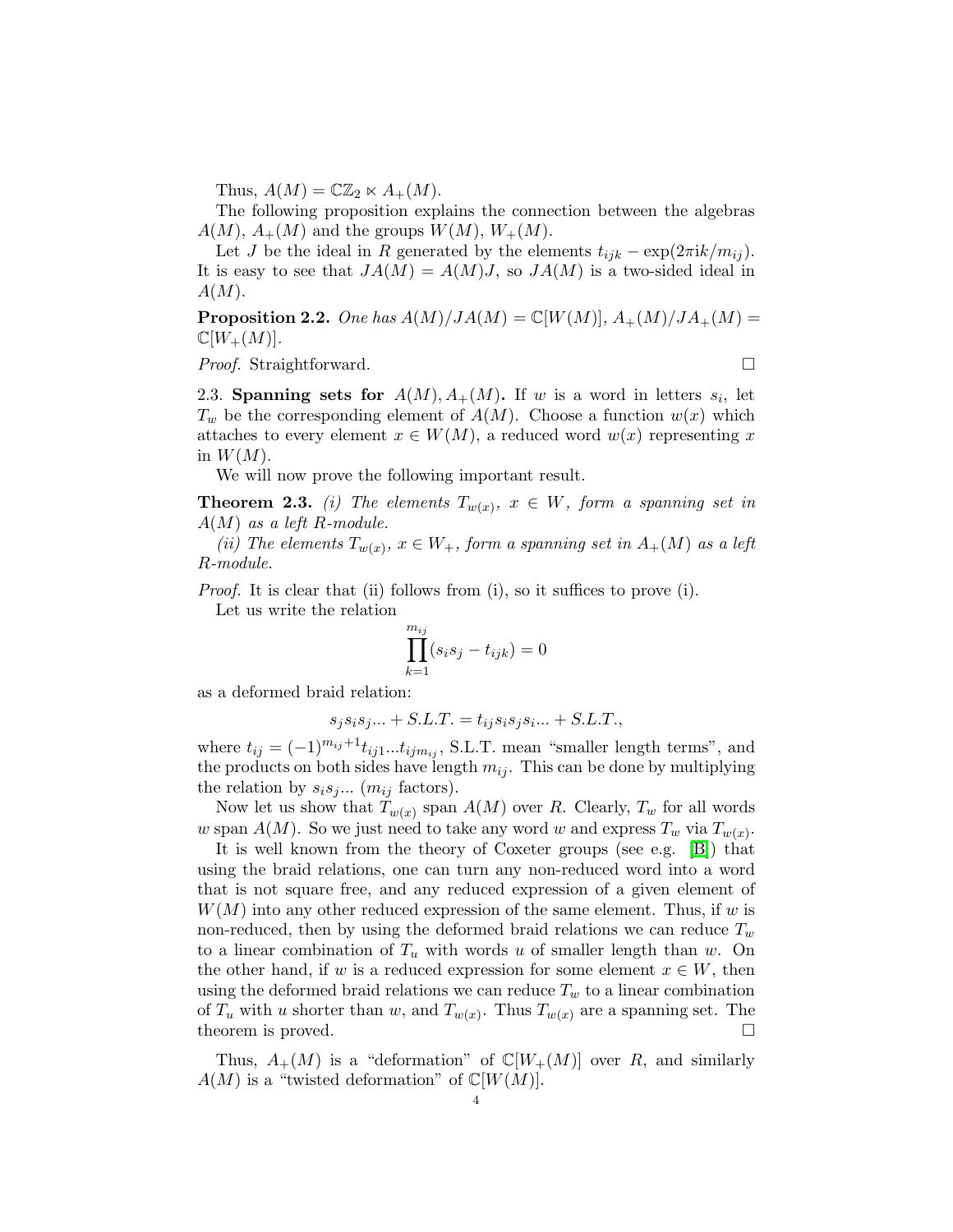Thus, $A(M) = \mathbb{C}\mathbb{Z}_2 \ltimes A_+(M)$.

The following proposition explains the connection between the algebras $A(M)$, $A_+(M)$ and the groups $W(M)$, $W_+(M)$.

Let $J$ be the ideal in $R$ generated by the elements $t_{ijk} - \exp(2\pi i k/m_{ij})$. It is easy to see that $JA(M) = A(M)J$, so $JA(M)$ is a two-sided ideal in $A(M)$.

**Proposition 2.2.** *One has $A(M)/JA(M) = \mathbb{C}[W(M)]$, $A_+(M)/JA_+(M) = \mathbb{C}[W_+(M)]$.*

*Proof.* Straightforward. □

2.3. **Spanning sets for $A(M), A_+(M)$.** If $w$ is a word in letters $s_i$, let $T_w$ be the corresponding element of $A(M)$. Choose a function $w(x)$ which attaches to every element $x \in W(M)$, a reduced word $w(x)$ representing $x$ in $W(M)$.

We will now prove the following important result.

**Theorem 2.3.** *(i) The elements $T_{w(x)}$, $x \in W$, form a spanning set in $A(M)$ as a left $R$-module.*

*(ii) The elements $T_{w(x)}$, $x \in W_+$, form a spanning set in $A_+(M)$ as a left $R$-module.*

*Proof.* It is clear that (ii) follows from (i), so it suffices to prove (i).

Let us write the relation

$$\prod_{k=1}^{m_{ij}} (s_i s_j - t_{ijk}) = 0$$

as a deformed braid relation:

$$s_j s_i s_j ... + S.L.T. = t_{ij} s_i s_j s_i ... + S.L.T.,$$

where $t_{ij} = (-1)^{m_{ij}+1} t_{ij1} ... t_{ijm_{ij}}$, S.L.T. mean "smaller length terms", and the products on both sides have length $m_{ij}$. This can be done by multiplying the relation by $s_i s_j ...$ ($m_{ij}$ factors).

Now let us show that $T_{w(x)}$ span $A(M)$ over $R$. Clearly, $T_w$ for all words $w$ span $A(M)$. So we just need to take any word $w$ and express $T_w$ via $T_{w(x)}$.

It is well known from the theory of Coxeter groups (see e.g. [B]) that using the braid relations, one can turn any non-reduced word into a word that is not square free, and any reduced expression of a given element of $W(M)$ into any other reduced expression of the same element. Thus, if $w$ is non-reduced, then by using the deformed braid relations we can reduce $T_w$ to a linear combination of $T_u$ with words $u$ of smaller length than $w$. On the other hand, if $w$ is a reduced expression for some element $x \in W$, then using the deformed braid relations we can reduce $T_w$ to a linear combination of $T_u$ with $u$ shorter than $w$, and $T_{w(x)}$. Thus $T_{w(x)}$ are a spanning set. The theorem is proved. □

Thus, $A_+(M)$ is a "deformation" of $\mathbb{C}[W_+(M)]$ over $R$, and similarly $A(M)$ is a "twisted deformation" of $\mathbb{C}[W(M)]$.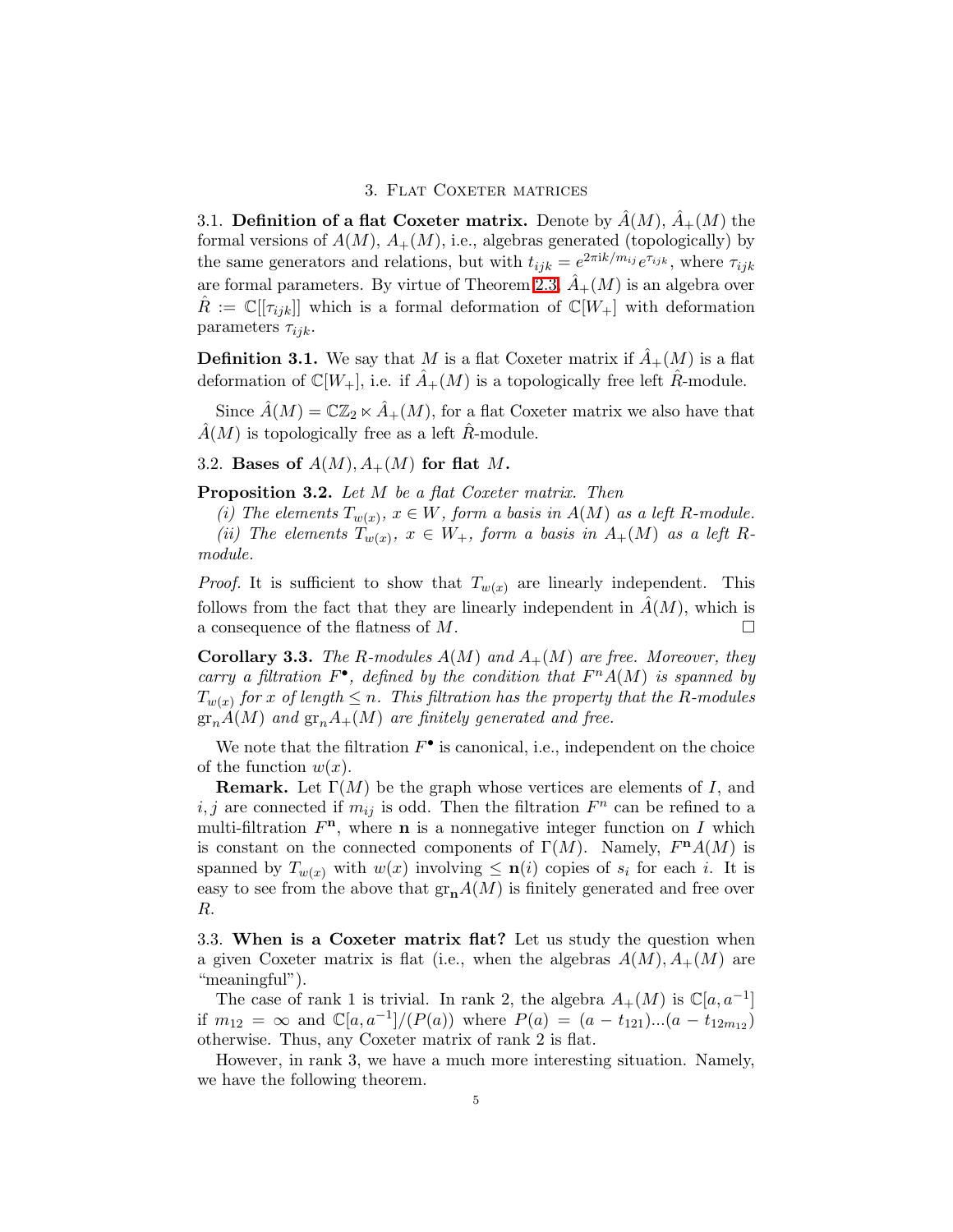## 3. Flat Coxeter matrices

3.1. **Definition of a flat Coxeter matrix.** Denote by $\hat{A}(M)$, $\hat{A}_+(M)$ the formal versions of $A(M)$, $A_+(M)$, i.e., algebras generated (topologically) by the same generators and relations, but with $t_{ijk} = e^{2\pi i k/m_{ij}} e^{\tau_{ijk}}$, where $\tau_{ijk}$ are formal parameters. By virtue of Theorem 2.3, $\hat{A}_+(M)$ is an algebra over $\hat{R} := \mathbb{C}[[\tau_{ijk}]]$ which is a formal deformation of $\mathbb{C}[W_+]$ with deformation parameters $\tau_{ijk}$.

**Definition 3.1.** We say that $M$ is a flat Coxeter matrix if $\hat{A}_+(M)$ is a flat deformation of $\mathbb{C}[W_+]$, i.e. if $\hat{A}_+(M)$ is a topologically free left $\hat{R}$-module.

Since $\hat{A}(M) = \mathbb{C}\mathbb{Z}_2 \ltimes \hat{A}_+(M)$, for a flat Coxeter matrix we also have that $\hat{A}(M)$ is topologically free as a left $\hat{R}$-module.

3.2. **Bases of $A(M), A_+(M)$ for flat $M$.**

**Proposition 3.2.** *Let $M$ be a flat Coxeter matrix. Then*

*(i) The elements $T_{w(x)}$, $x \in W$, form a basis in $A(M)$ as a left $R$-module.*

*(ii) The elements $T_{w(x)}$, $x \in W_+$, form a basis in $A_+(M)$ as a left $R$-module.*

*Proof.* It is sufficient to show that $T_{w(x)}$ are linearly independent. This follows from the fact that they are linearly independent in $\hat{A}(M)$, which is a consequence of the flatness of $M$. □

**Corollary 3.3.** *The $R$-modules $A(M)$ and $A_+(M)$ are free. Moreover, they carry a filtration $F^\bullet$, defined by the condition that $F^n A(M)$ is spanned by $T_{w(x)}$ for $x$ of length $\le n$. This filtration has the property that the $R$-modules $\mathrm{gr}_n A(M)$ and $\mathrm{gr}_n A_+(M)$ are finitely generated and free.*

We note that the filtration $F^\bullet$ is canonical, i.e., independent on the choice of the function $w(x)$.

**Remark.** Let $\Gamma(M)$ be the graph whose vertices are elements of $I$, and $i, j$ are connected if $m_{ij}$ is odd. Then the filtration $F^n$ can be refined to a multi-filtration $F^{\mathbf{n}}$, where $\mathbf{n}$ is a nonnegative integer function on $I$ which is constant on the connected components of $\Gamma(M)$. Namely, $F^{\mathbf{n}} A(M)$ is spanned by $T_{w(x)}$ with $w(x)$ involving $\le \mathbf{n}(i)$ copies of $s_i$ for each $i$. It is easy to see from the above that $\mathrm{gr}_{\mathbf{n}} A(M)$ is finitely generated and free over $R$.

3.3. **When is a Coxeter matrix flat?** Let us study the question when a given Coxeter matrix is flat (i.e., when the algebras $A(M), A_+(M)$ are "meaningful").

The case of rank 1 is trivial. In rank 2, the algebra $A_+(M)$ is $\mathbb{C}[a, a^{-1}]$ if $m_{12} = \infty$ and $\mathbb{C}[a, a^{-1}]/(P(a))$ where $P(a) = (a - t_{121})...(a - t_{12m_{12}})$ otherwise. Thus, any Coxeter matrix of rank 2 is flat.

However, in rank 3, we have a much more interesting situation. Namely, we have the following theorem.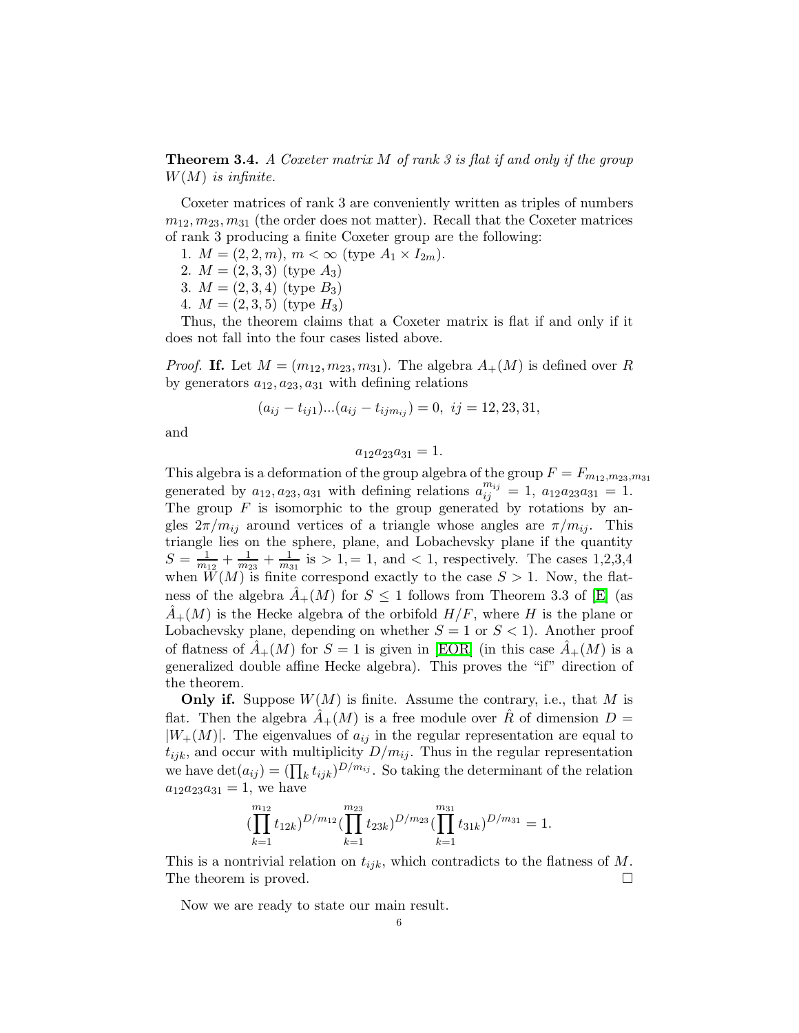**Theorem 3.4.** *A Coxeter matrix $M$ of rank 3 is flat if and only if the group $W(M)$ is infinite.*

Coxeter matrices of rank 3 are conveniently written as triples of numbers $m_{12}, m_{23}, m_{31}$ (the order does not matter). Recall that the Coxeter matrices of rank 3 producing a finite Coxeter group are the following:

1. $M = (2, 2, m)$, $m < \infty$ (type $A_1 \times I_{2m}$).
2. $M = (2, 3, 3)$ (type $A_3$)
3. $M = (2, 3, 4)$ (type $B_3$)
4. $M = (2, 3, 5)$ (type $H_3$)

Thus, the theorem claims that a Coxeter matrix is flat if and only if it does not fall into the four cases listed above.

*Proof.* **If.** Let $M = (m_{12}, m_{23}, m_{31})$. The algebra $A_+(M)$ is defined over $R$ by generators $a_{12}, a_{23}, a_{31}$ with defining relations

$$(a_{ij} - t_{ij1})...(a_{ij} - t_{ijm_{ij}}) = 0,\ ij = 12, 23, 31,$$

and

$$a_{12}a_{23}a_{31} = 1.$$

This algebra is a deformation of the group algebra of the group $F = F_{m_{12},m_{23},m_{31}}$ generated by $a_{12}, a_{23}, a_{31}$ with defining relations $a_{ij}^{m_{ij}} = 1$, $a_{12}a_{23}a_{31} = 1$. The group $F$ is isomorphic to the group generated by rotations by angles $2\pi/m_{ij}$ around vertices of a triangle whose angles are $\pi/m_{ij}$. This triangle lies on the sphere, plane, and Lobachevsky plane if the quantity $S = \frac{1}{m_{12}} + \frac{1}{m_{23}} + \frac{1}{m_{31}}$ is $> 1, = 1$, and $< 1$, respectively. The cases 1,2,3,4 when $W(M)$ is finite correspond exactly to the case $S > 1$. Now, the flatness of the algebra $\hat{A}_+(M)$ for $S \leq 1$ follows from Theorem 3.3 of [E] (as $\hat{A}_+(M)$ is the Hecke algebra of the orbifold $H/F$, where $H$ is the plane or Lobachevsky plane, depending on whether $S = 1$ or $S < 1$). Another proof of flatness of $\hat{A}_+(M)$ for $S = 1$ is given in [EOR] (in this case $\hat{A}_+(M)$ is a generalized double affine Hecke algebra). This proves the "if" direction of the theorem.

**Only if.** Suppose $W(M)$ is finite. Assume the contrary, i.e., that $M$ is flat. Then the algebra $\hat{A}_+(M)$ is a free module over $\hat{R}$ of dimension $D = |W_+(M)|$. The eigenvalues of $a_{ij}$ in the regular representation are equal to $t_{ijk}$, and occur with multiplicity $D/m_{ij}$. Thus in the regular representation we have $\det(a_{ij}) = (\prod_k t_{ijk})^{D/m_{ij}}$. So taking the determinant of the relation $a_{12}a_{23}a_{31} = 1$, we have

$$(\prod_{k=1}^{m_{12}} t_{12k})^{D/m_{12}} (\prod_{k=1}^{m_{23}} t_{23k})^{D/m_{23}} (\prod_{k=1}^{m_{31}} t_{31k})^{D/m_{31}} = 1.$$

This is a nontrivial relation on $t_{ijk}$, which contradicts to the flatness of $M$. The theorem is proved. $\square$

Now we are ready to state our main result.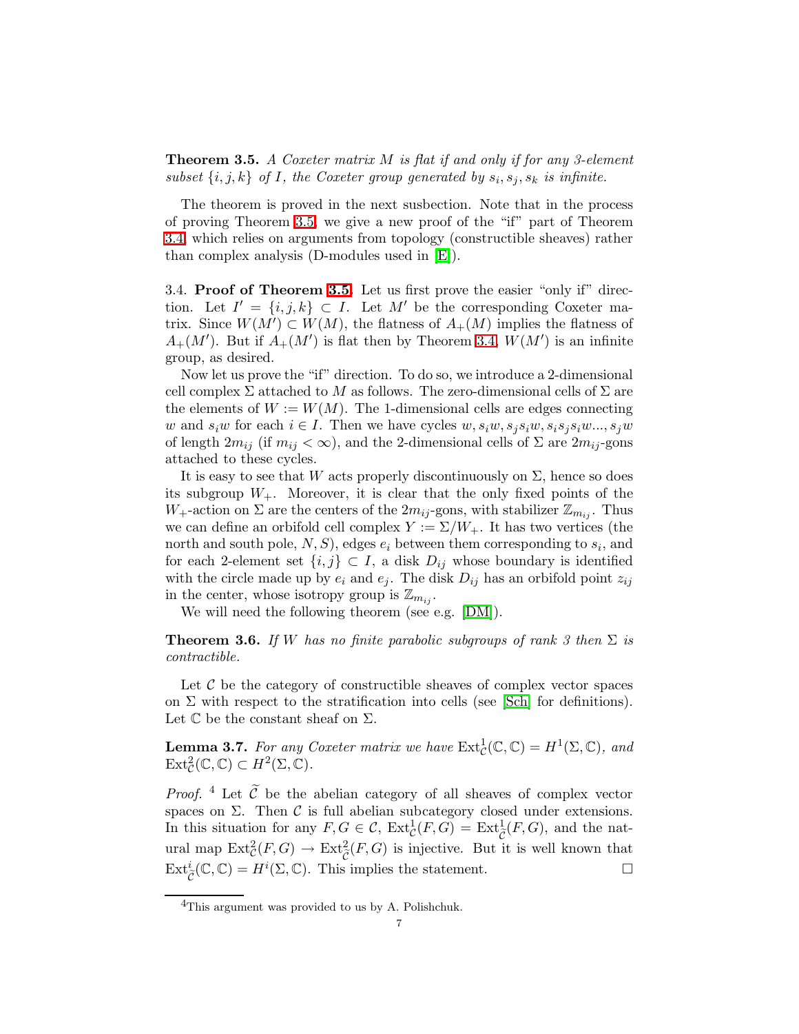**Theorem 3.5.** *A Coxeter matrix $M$ is flat if and only if for any 3-element subset $\{i,j,k\}$ of $I$, the Coxeter group generated by $s_i, s_j, s_k$ is infinite.*

The theorem is proved in the next susbection. Note that in the process of proving Theorem 3.5, we give a new proof of the "if" part of Theorem 3.4 which relies on arguments from topology (constructible sheaves) rather than complex analysis (D-modules used in [E]).

3.4. **Proof of Theorem 3.5.** Let us first prove the easier "only if" direction. Let $I' = \{i,j,k\} \subset I$. Let $M'$ be the corresponding Coxeter matrix. Since $W(M') \subset W(M)$, the flatness of $A_+(M)$ implies the flatness of $A_+(M')$. But if $A_+(M')$ is flat then by Theorem 3.4, $W(M')$ is an infinite group, as desired.

Now let us prove the "if" direction. To do so, we introduce a 2-dimensional cell complex $\Sigma$ attached to $M$ as follows. The zero-dimensional cells of $\Sigma$ are the elements of $W := W(M)$. The 1-dimensional cells are edges connecting $w$ and $s_iw$ for each $i \in I$. Then we have cycles $w, s_iw, s_js_iw, s_is_js_iw..., s_jw$ of length $2m_{ij}$ (if $m_{ij} < \infty$), and the 2-dimensional cells of $\Sigma$ are $2m_{ij}$-gons attached to these cycles.

It is easy to see that $W$ acts properly discontinuously on $\Sigma$, hence so does its subgroup $W_+$. Moreover, it is clear that the only fixed points of the $W_+$-action on $\Sigma$ are the centers of the $2m_{ij}$-gons, with stabilizer $\mathbb{Z}_{m_{ij}}$. Thus we can define an orbifold cell complex $Y := \Sigma/W_+$. It has two vertices (the north and south pole, $N, S$), edges $e_i$ between them corresponding to $s_i$, and for each 2-element set $\{i,j\} \subset I$, a disk $D_{ij}$ whose boundary is identified with the circle made up by $e_i$ and $e_j$. The disk $D_{ij}$ has an orbifold point $z_{ij}$ in the center, whose isotropy group is $\mathbb{Z}_{m_{ij}}$.

We will need the following theorem (see e.g. [DM]).

**Theorem 3.6.** *If $W$ has no finite parabolic subgroups of rank 3 then $\Sigma$ is contractible.*

Let $\mathcal{C}$ be the category of constructible sheaves of complex vector spaces on $\Sigma$ with respect to the stratification into cells (see [Sch] for definitions). Let $\mathbb{C}$ be the constant sheaf on $\Sigma$.

**Lemma 3.7.** *For any Coxeter matrix we have $\mathrm{Ext}^1_{\mathcal{C}}(\mathbb{C},\mathbb{C}) = H^1(\Sigma,\mathbb{C})$, and $\mathrm{Ext}^2_{\mathcal{C}}(\mathbb{C},\mathbb{C}) \subset H^2(\Sigma,\mathbb{C})$.*

*Proof.* [4] Let $\widetilde{\mathcal{C}}$ be the abelian category of all sheaves of complex vector spaces on $\Sigma$. Then $\mathcal{C}$ is full abelian subcategory closed under extensions. In this situation for any $F, G \in \mathcal{C}$, $\mathrm{Ext}^1_{\mathcal{C}}(F,G) = \mathrm{Ext}^1_{\widetilde{\mathcal{C}}}(F,G)$, and the natural map $\mathrm{Ext}^2_{\mathcal{C}}(F,G) \to \mathrm{Ext}^2_{\widetilde{\mathcal{C}}}(F,G)$ is injective. But it is well known that $\mathrm{Ext}^i_{\widetilde{\mathcal{C}}}(\mathbb{C},\mathbb{C}) = H^i(\Sigma,\mathbb{C})$. This implies the statement. □

[4] This argument was provided to us by A. Polishchuk.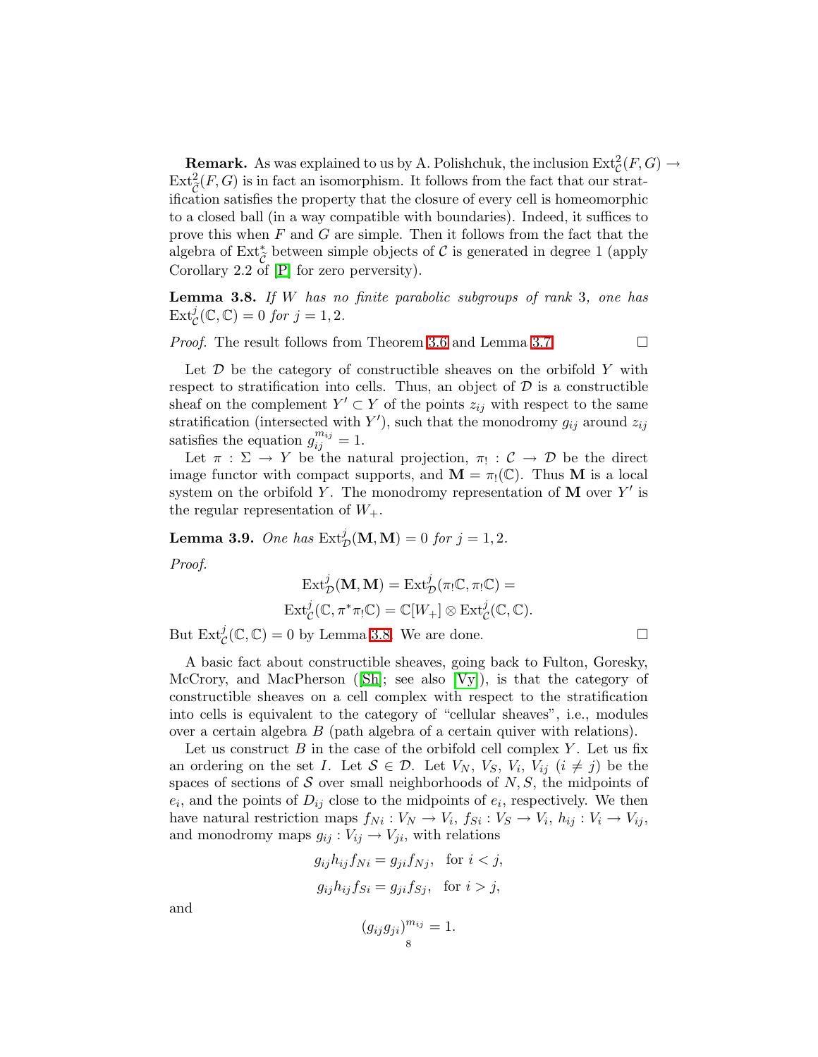**Remark.** As was explained to us by A. Polishchuk, the inclusion $\mathrm{Ext}^2_{\mathcal{C}}(F,G) \to \mathrm{Ext}^2_{\widetilde{\mathcal{C}}}(F,G)$ is in fact an isomorphism. It follows from the fact that our stratification satisfies the property that the closure of every cell is homeomorphic to a closed ball (in a way compatible with boundaries). Indeed, it suffices to prove this when $F$ and $G$ are simple. Then it follows from the fact that the algebra of $\mathrm{Ext}^*_{\widetilde{\mathcal{C}}}$ between simple objects of $\mathcal{C}$ is generated in degree 1 (apply Corollary 2.2 of [P] for zero perversity).

**Lemma 3.8.** *If $W$ has no finite parabolic subgroups of rank 3, one has $\mathrm{Ext}^j_{\mathcal{C}}(\mathbb{C},\mathbb{C}) = 0$ for $j = 1, 2$.*

*Proof.* The result follows from Theorem 3.6 and Lemma 3.7. □

Let $\mathcal{D}$ be the category of constructible sheaves on the orbifold $Y$ with respect to stratification into cells. Thus, an object of $\mathcal{D}$ is a constructible sheaf on the complement $Y' \subset Y$ of the points $z_{ij}$ with respect to the same stratification (intersected with $Y'$), such that the monodromy $g_{ij}$ around $z_{ij}$ satisfies the equation $g_{ij}^{m_{ij}} = 1$.

Let $\pi : \Sigma \to Y$ be the natural projection, $\pi_! : \mathcal{C} \to \mathcal{D}$ be the direct image functor with compact supports, and $\mathbf{M} = \pi_!(\mathbb{C})$. Thus $\mathbf{M}$ is a local system on the orbifold $Y$. The monodromy representation of $\mathbf{M}$ over $Y'$ is the regular representation of $W_+$.

**Lemma 3.9.** *One has $\mathrm{Ext}^j_{\mathcal{D}}(\mathbf{M},\mathbf{M}) = 0$ for $j = 1, 2$.*

*Proof.*

$$\mathrm{Ext}^j_{\mathcal{D}}(\mathbf{M},\mathbf{M}) = \mathrm{Ext}^j_{\mathcal{D}}(\pi_!\mathbb{C}, \pi_!\mathbb{C}) =$$
$$\mathrm{Ext}^j_{\mathcal{C}}(\mathbb{C}, \pi^*\pi_!\mathbb{C}) = \mathbb{C}[W_+] \otimes \mathrm{Ext}^j_{\mathcal{C}}(\mathbb{C},\mathbb{C}).$$

But $\mathrm{Ext}^j_{\mathcal{C}}(\mathbb{C},\mathbb{C}) = 0$ by Lemma 3.8. We are done. □

A basic fact about constructible sheaves, going back to Fulton, Goresky, McCrory, and MacPherson ([Sh]; see also [Vy]), is that the category of constructible sheaves on a cell complex with respect to the stratification into cells is equivalent to the category of "cellular sheaves", i.e., modules over a certain algebra $B$ (path algebra of a certain quiver with relations).

Let us construct $B$ in the case of the orbifold cell complex $Y$. Let us fix an ordering on the set $I$. Let $\mathcal{S} \in \mathcal{D}$. Let $V_N$, $V_S$, $V_i$, $V_{ij}$ $(i \neq j)$ be the spaces of sections of $\mathcal{S}$ over small neighborhoods of $N, S$, the midpoints of $e_i$, and the points of $D_{ij}$ close to the midpoints of $e_i$, respectively. We then have natural restriction maps $f_{Ni} : V_N \to V_i$, $f_{Si} : V_S \to V_i$, $h_{ij} : V_i \to V_{ij}$, and monodromy maps $g_{ij} : V_{ij} \to V_{ji}$, with relations

$$g_{ij}h_{ij}f_{Ni} = g_{ji}f_{Nj}, \quad \text{for } i < j,$$
$$g_{ij}h_{ij}f_{Si} = g_{ji}f_{Sj}, \quad \text{for } i > j,$$

and

$$(g_{ij}g_{ji})^{m_{ij}} = 1.$$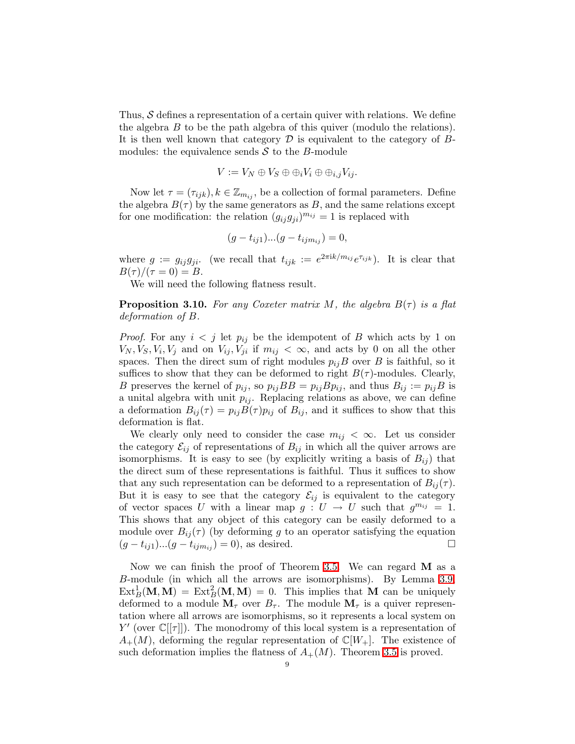Thus, $\mathcal{S}$ defines a representation of a certain quiver with relations. We define the algebra $B$ to be the path algebra of this quiver (modulo the relations). It is then well known that category $\mathcal{D}$ is equivalent to the category of $B$-modules: the equivalence sends $\mathcal{S}$ to the $B$-module

$$V := V_N \oplus V_S \oplus \oplus_i V_i \oplus \oplus_{i,j} V_{ij}.$$

Now let $\tau = (\tau_{ijk}), k \in \mathbb{Z}_{m_{ij}}$, be a collection of formal parameters. Define the algebra $B(\tau)$ by the same generators as $B$, and the same relations except for one modification: the relation $(g_{ij}g_{ji})^{m_{ij}} = 1$ is replaced with

$$(g - t_{ij1})...(g - t_{ijm_{ij}}) = 0,$$

where $g := g_{ij}g_{ji}$. (we recall that $t_{ijk} := e^{2\pi i k/m_{ij}} e^{\tau_{ijk}}$). It is clear that $B(\tau)/(\tau = 0) = B$.

We will need the following flatness result.

**Proposition 3.10.** *For any Coxeter matrix $M$, the algebra $B(\tau)$ is a flat deformation of $B$.*

*Proof.* For any $i < j$ let $p_{ij}$ be the idempotent of $B$ which acts by 1 on $V_N, V_S, V_i, V_j$ and on $V_{ij}, V_{ji}$ if $m_{ij} < \infty$, and acts by 0 on all the other spaces. Then the direct sum of right modules $p_{ij}B$ over $B$ is faithful, so it suffices to show that they can be deformed to right $B(\tau)$-modules. Clearly, $B$ preserves the kernel of $p_{ij}$, so $p_{ij}BB = p_{ij}Bp_{ij}$, and thus $B_{ij} := p_{ij}B$ is a unital algebra with unit $p_{ij}$. Replacing relations as above, we can define a deformation $B_{ij}(\tau) = p_{ij}B(\tau)p_{ij}$ of $B_{ij}$, and it suffices to show that this deformation is flat.

We clearly only need to consider the case $m_{ij} < \infty$. Let us consider the category $\mathcal{E}_{ij}$ of representations of $B_{ij}$ in which all the quiver arrows are isomorphisms. It is easy to see (by explicitly writing a basis of $B_{ij}$) that the direct sum of these representations is faithful. Thus it suffices to show that any such representation can be deformed to a representation of $B_{ij}(\tau)$. But it is easy to see that the category $\mathcal{E}_{ij}$ is equivalent to the category of vector spaces $U$ with a linear map $g : U \to U$ such that $g^{m_{ij}} = 1$. This shows that any object of this category can be easily deformed to a module over $B_{ij}(\tau)$ (by deforming $g$ to an operator satisfying the equation $(g - t_{ij1})...(g - t_{ijm_{ij}}) = 0$), as desired. $\square$

Now we can finish the proof of Theorem 3.5. We can regard $\mathbf{M}$ as a $B$-module (in which all the arrows are isomorphisms). By Lemma 3.9, $\mathrm{Ext}^1_B(\mathbf{M}, \mathbf{M}) = \mathrm{Ext}^2_B(\mathbf{M}, \mathbf{M}) = 0$. This implies that $\mathbf{M}$ can be uniquely deformed to a module $\mathbf{M}_\tau$ over $B_\tau$. The module $\mathbf{M}_\tau$ is a quiver representation where all arrows are isomorphisms, so it represents a local system on $Y'$ (over $\mathbb{C}[[\tau]]$). The monodromy of this local system is a representation of $A_+(M)$, deforming the regular representation of $\mathbb{C}[W_+]$. The existence of such deformation implies the flatness of $A_+(M)$. Theorem 3.5 is proved.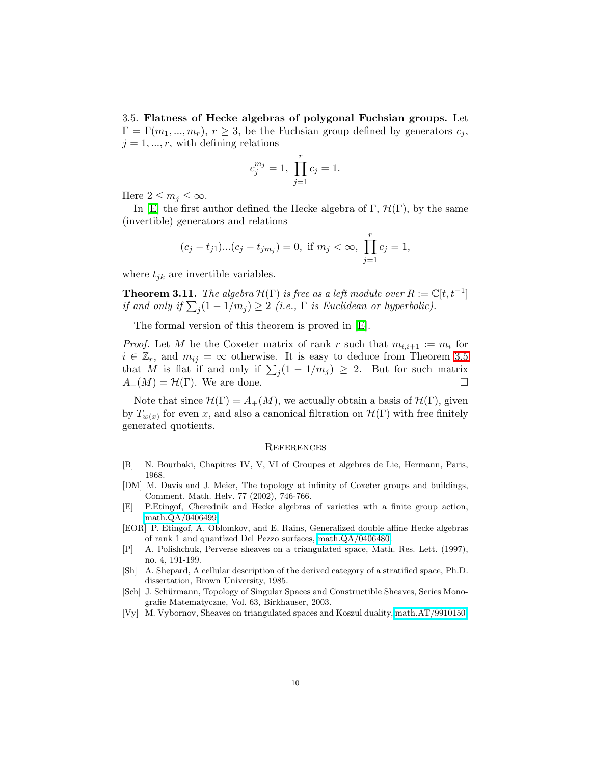3.5. **Flatness of Hecke algebras of polygonal Fuchsian groups.** Let $\Gamma = \Gamma(m_1, ..., m_r)$, $r \geq 3$, be the Fuchsian group defined by generators $c_j$, $j = 1, ..., r$, with defining relations

$$c_j^{m_j} = 1, \ \prod_{j=1}^{r} c_j = 1.$$

Here $2 \leq m_j \leq \infty$.

In [E] the first author defined the Hecke algebra of $\Gamma$, $\mathcal{H}(\Gamma)$, by the same (invertible) generators and relations

$$(c_j - t_{j1})...(c_j - t_{jm_j}) = 0, \text{ if } m_j < \infty, \ \prod_{j=1}^{r} c_j = 1,$$

where $t_{jk}$ are invertible variables.

**Theorem 3.11.** *The algebra $\mathcal{H}(\Gamma)$ is free as a left module over $R := \mathbb{C}[t, t^{-1}]$ if and only if $\sum_j (1 - 1/m_j) \geq 2$ (i.e., $\Gamma$ is Euclidean or hyperbolic).*

The formal version of this theorem is proved in [E].

*Proof.* Let $M$ be the Coxeter matrix of rank $r$ such that $m_{i,i+1} := m_i$ for $i \in \mathbb{Z}_r$, and $m_{ij} = \infty$ otherwise. It is easy to deduce from Theorem 3.5 that $M$ is flat if and only if $\sum_j (1 - 1/m_j) \geq 2$. But for such matrix $A_+(M) = \mathcal{H}(\Gamma)$. We are done. □

Note that since $\mathcal{H}(\Gamma) = A_+(M)$, we actually obtain a basis of $\mathcal{H}(\Gamma)$, given by $T_{w(x)}$ for even $x$, and also a canonical filtration on $\mathcal{H}(\Gamma)$ with free finitely generated quotients.

## References

[B] N. Bourbaki, Chapitres IV, V, VI of Groupes et algebres de Lie, Hermann, Paris, 1968.

[DM] M. Davis and J. Meier, The topology at infinity of Coxeter groups and buildings, Comment. Math. Helv. 77 (2002), 746-766.

[E] P.Etingof, Cherednik and Hecke algebras of varieties wth a finite group action, math.QA/0406499

[EOR] P. Etingof, A. Oblomkov, and E. Rains, Generalized double affine Hecke algebras of rank 1 and quantized Del Pezzo surfaces, math.QA/0406480

[P] A. Polishchuk, Perverse sheaves on a triangulated space, Math. Res. Lett. (1997), no. 4, 191-199.

[Sh] A. Shepard, A cellular description of the derived category of a stratified space, Ph.D. dissertation, Brown University, 1985.

[Sch] J. Schürmann, Topology of Singular Spaces and Constructible Sheaves, Series Monografie Matematyczne, Vol. 63, Birkhauser, 2003.

[Vy] M. Vybornov, Sheaves on triangulated spaces and Koszul duality, math.AT/9910150